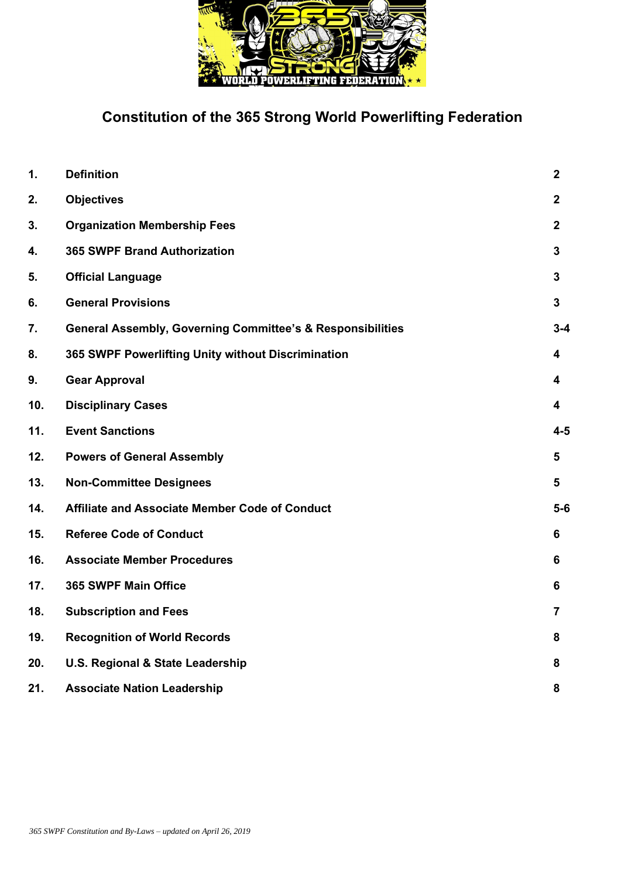# Constitution of the 365 Strong World Powerlifting Federation

| | | |
|---|---|---|
| **1.** | **Definition** | **2** |
| **2.** | **Objectives** | **2** |
| **3.** | **Organization Membership Fees** | **2** |
| **4.** | **365 SWPF Brand Authorization** | **3** |
| **5.** | **Official Language** | **3** |
| **6.** | **General Provisions** | **3** |
| **7.** | **General Assembly, Governing Committee's & Responsibilities** | **3-4** |
| **8.** | **365 SWPF Powerlifting Unity without Discrimination** | **4** |
| **9.** | **Gear Approval** | **4** |
| **10.** | **Disciplinary Cases** | **4** |
| **11.** | **Event Sanctions** | **4-5** |
| **12.** | **Powers of General Assembly** | **5** |
| **13.** | **Non-Committee Designees** | **5** |
| **14.** | **Affiliate and Associate Member Code of Conduct** | **5-6** |
| **15.** | **Referee Code of Conduct** | **6** |
| **16.** | **Associate Member Procedures** | **6** |
| **17.** | **365 SWPF Main Office** | **6** |
| **18.** | **Subscription and Fees** | **7** |
| **19.** | **Recognition of World Records** | **8** |
| **20.** | **U.S. Regional & State Leadership** | **8** |
| **21.** | **Associate Nation Leadership** | **8** |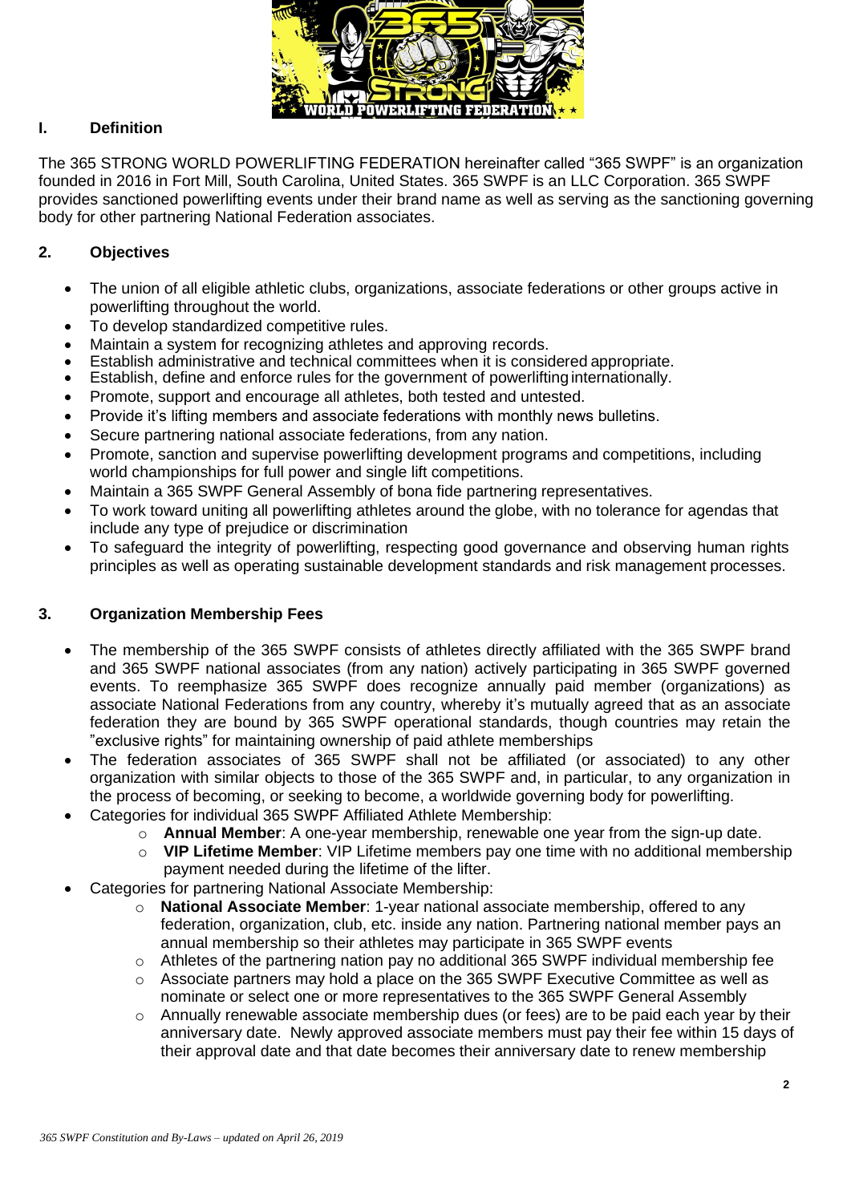## I. Definition

The 365 STRONG WORLD POWERLIFTING FEDERATION hereinafter called "365 SWPF" is an organization founded in 2016 in Fort Mill, South Carolina, United States. 365 SWPF is an LLC Corporation. 365 SWPF provides sanctioned powerlifting events under their brand name as well as serving as the sanctioning governing body for other partnering National Federation associates.

## 2. Objectives

- The union of all eligible athletic clubs, organizations, associate federations or other groups active in powerlifting throughout the world.
- To develop standardized competitive rules.
- Maintain a system for recognizing athletes and approving records.
- Establish administrative and technical committees when it is considered appropriate.
- Establish, define and enforce rules for the government of powerlifting internationally.
- Promote, support and encourage all athletes, both tested and untested.
- Provide it's lifting members and associate federations with monthly news bulletins.
- Secure partnering national associate federations, from any nation.
- Promote, sanction and supervise powerlifting development programs and competitions, including world championships for full power and single lift competitions.
- Maintain a 365 SWPF General Assembly of bona fide partnering representatives.
- To work toward uniting all powerlifting athletes around the globe, with no tolerance for agendas that include any type of prejudice or discrimination
- To safeguard the integrity of powerlifting, respecting good governance and observing human rights principles as well as operating sustainable development standards and risk management processes.

## 3. Organization Membership Fees

- The membership of the 365 SWPF consists of athletes directly affiliated with the 365 SWPF brand and 365 SWPF national associates (from any nation) actively participating in 365 SWPF governed events. To reemphasize 365 SWPF does recognize annually paid member (organizations) as associate National Federations from any country, whereby it's mutually agreed that as an associate federation they are bound by 365 SWPF operational standards, though countries may retain the "exclusive rights" for maintaining ownership of paid athlete memberships
- The federation associates of 365 SWPF shall not be affiliated (or associated) to any other organization with similar objects to those of the 365 SWPF and, in particular, to any organization in the process of becoming, or seeking to become, a worldwide governing body for powerlifting.
- Categories for individual 365 SWPF Affiliated Athlete Membership:
  - **Annual Member**: A one-year membership, renewable one year from the sign-up date.
  - **VIP Lifetime Member**: VIP Lifetime members pay one time with no additional membership payment needed during the lifetime of the lifter.
- Categories for partnering National Associate Membership:
  - **National Associate Member**: 1-year national associate membership, offered to any federation, organization, club, etc. inside any nation. Partnering national member pays an annual membership so their athletes may participate in 365 SWPF events
  - Athletes of the partnering nation pay no additional 365 SWPF individual membership fee
  - Associate partners may hold a place on the 365 SWPF Executive Committee as well as nominate or select one or more representatives to the 365 SWPF General Assembly
  - Annually renewable associate membership dues (or fees) are to be paid each year by their anniversary date. Newly approved associate members must pay their fee within 15 days of their approval date and that date becomes their anniversary date to renew membership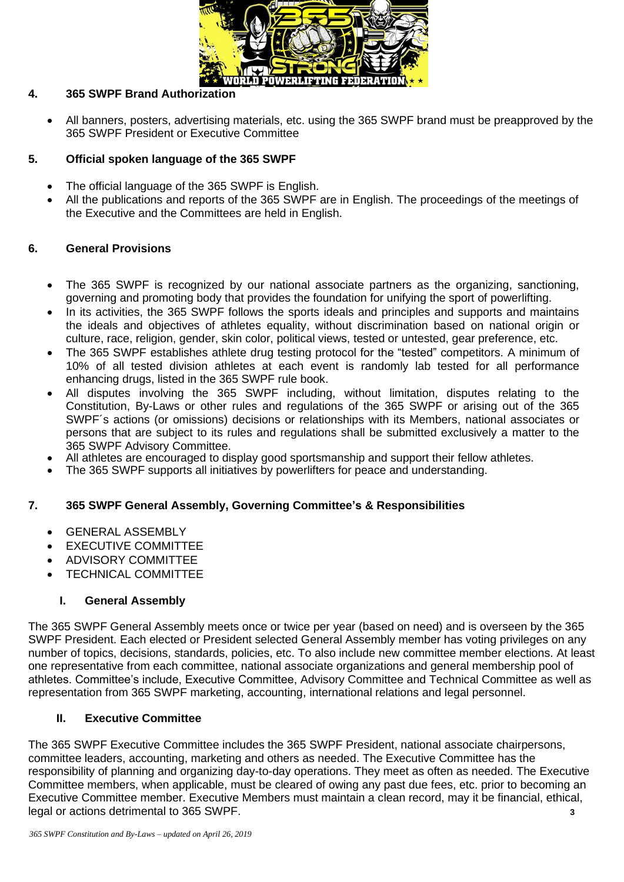## 4. 365 SWPF Brand Authorization

- All banners, posters, advertising materials, etc. using the 365 SWPF brand must be preapproved by the 365 SWPF President or Executive Committee

## 5. Official spoken language of the 365 SWPF

- The official language of the 365 SWPF is English.
- All the publications and reports of the 365 SWPF are in English. The proceedings of the meetings of the Executive and the Committees are held in English.

## 6. General Provisions

- The 365 SWPF is recognized by our national associate partners as the organizing, sanctioning, governing and promoting body that provides the foundation for unifying the sport of powerlifting.
- In its activities, the 365 SWPF follows the sports ideals and principles and supports and maintains the ideals and objectives of athletes equality, without discrimination based on national origin or culture, race, religion, gender, skin color, political views, tested or untested, gear preference, etc.
- The 365 SWPF establishes athlete drug testing protocol for the "tested" competitors. A minimum of 10% of all tested division athletes at each event is randomly lab tested for all performance enhancing drugs, listed in the 365 SWPF rule book.
- All disputes involving the 365 SWPF including, without limitation, disputes relating to the Constitution, By-Laws or other rules and regulations of the 365 SWPF or arising out of the 365 SWPF´s actions (or omissions) decisions or relationships with its Members, national associates or persons that are subject to its rules and regulations shall be submitted exclusively a matter to the 365 SWPF Advisory Committee.
- All athletes are encouraged to display good sportsmanship and support their fellow athletes.
- The 365 SWPF supports all initiatives by powerlifters for peace and understanding.

## 7. 365 SWPF General Assembly, Governing Committee's & Responsibilities

- GENERAL ASSEMBLY
- EXECUTIVE COMMITTEE
- ADVISORY COMMITTEE
- TECHNICAL COMMITTEE

### I. General Assembly

The 365 SWPF General Assembly meets once or twice per year (based on need) and is overseen by the 365 SWPF President. Each elected or President selected General Assembly member has voting privileges on any number of topics, decisions, standards, policies, etc. To also include new committee member elections. At least one representative from each committee, national associate organizations and general membership pool of athletes. Committee's include, Executive Committee, Advisory Committee and Technical Committee as well as representation from 365 SWPF marketing, accounting, international relations and legal personnel.

### II. Executive Committee

The 365 SWPF Executive Committee includes the 365 SWPF President, national associate chairpersons, committee leaders, accounting, marketing and others as needed. The Executive Committee has the responsibility of planning and organizing day-to-day operations. They meet as often as needed. The Executive Committee members, when applicable, must be cleared of owing any past due fees, etc. prior to becoming an Executive Committee member. Executive Members must maintain a clean record, may it be financial, ethical, legal or actions detrimental to 365 SWPF.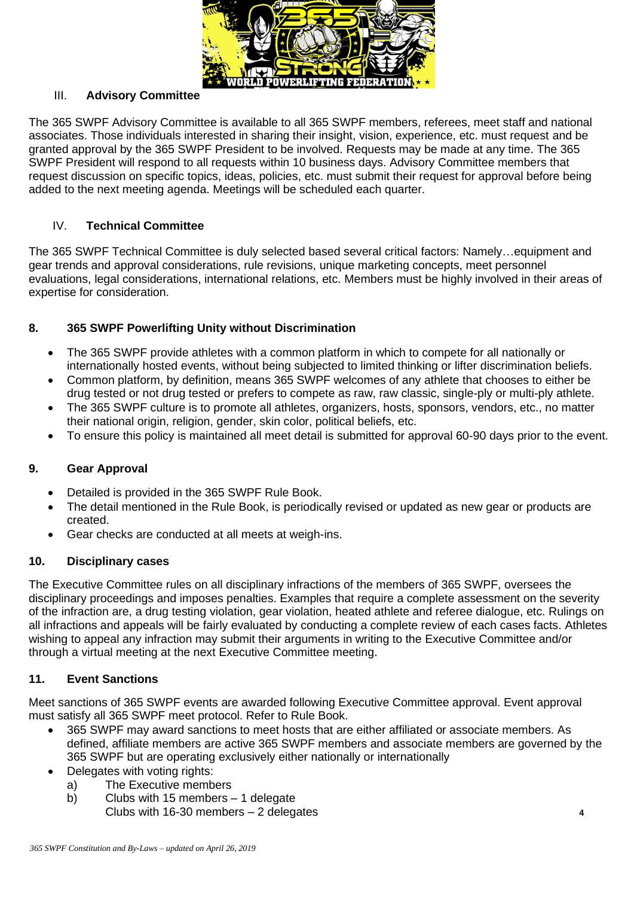### III. Advisory Committee

The 365 SWPF Advisory Committee is available to all 365 SWPF members, referees, meet staff and national associates. Those individuals interested in sharing their insight, vision, experience, etc. must request and be granted approval by the 365 SWPF President to be involved. Requests may be made at any time. The 365 SWPF President will respond to all requests within 10 business days. Advisory Committee members that request discussion on specific topics, ideas, policies, etc. must submit their request for approval before being added to the next meeting agenda. Meetings will be scheduled each quarter.

### IV. Technical Committee

The 365 SWPF Technical Committee is duly selected based several critical factors: Namely…equipment and gear trends and approval considerations, rule revisions, unique marketing concepts, meet personnel evaluations, legal considerations, international relations, etc. Members must be highly involved in their areas of expertise for consideration.

## 8. 365 SWPF Powerlifting Unity without Discrimination

- The 365 SWPF provide athletes with a common platform in which to compete for all nationally or internationally hosted events, without being subjected to limited thinking or lifter discrimination beliefs.
- Common platform, by definition, means 365 SWPF welcomes of any athlete that chooses to either be drug tested or not drug tested or prefers to compete as raw, raw classic, single-ply or multi-ply athlete.
- The 365 SWPF culture is to promote all athletes, organizers, hosts, sponsors, vendors, etc., no matter their national origin, religion, gender, skin color, political beliefs, etc.
- To ensure this policy is maintained all meet detail is submitted for approval 60-90 days prior to the event.

## 9. Gear Approval

- Detailed is provided in the 365 SWPF Rule Book.
- The detail mentioned in the Rule Book, is periodically revised or updated as new gear or products are created.
- Gear checks are conducted at all meets at weigh-ins.

## 10. Disciplinary cases

The Executive Committee rules on all disciplinary infractions of the members of 365 SWPF, oversees the disciplinary proceedings and imposes penalties. Examples that require a complete assessment on the severity of the infraction are, a drug testing violation, gear violation, heated athlete and referee dialogue, etc. Rulings on all infractions and appeals will be fairly evaluated by conducting a complete review of each cases facts. Athletes wishing to appeal any infraction may submit their arguments in writing to the Executive Committee and/or through a virtual meeting at the next Executive Committee meeting.

## 11. Event Sanctions

Meet sanctions of 365 SWPF events are awarded following Executive Committee approval. Event approval must satisfy all 365 SWPF meet protocol. Refer to Rule Book.

- 365 SWPF may award sanctions to meet hosts that are either affiliated or associate members. As defined, affiliate members are active 365 SWPF members and associate members are governed by the 365 SWPF but are operating exclusively either nationally or internationally
- Delegates with voting rights:
  a) The Executive members
  b) Clubs with 15 members – 1 delegate
     Clubs with 16-30 members – 2 delegates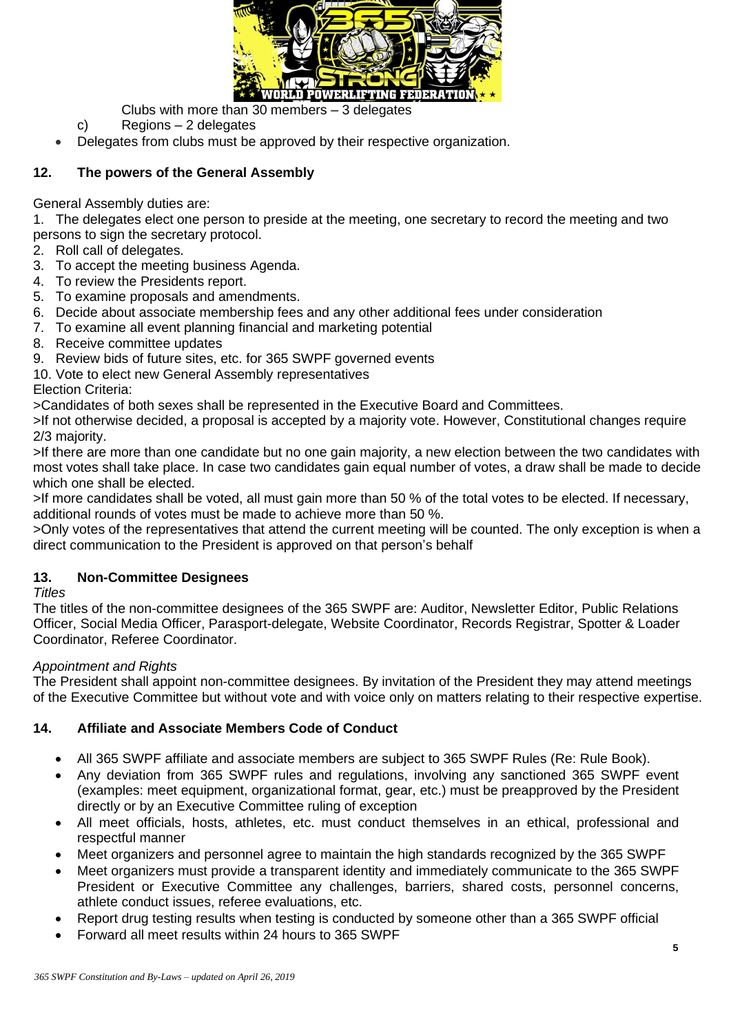Clubs with more than 30 members – 3 delegates

c) Regions – 2 delegates

- Delegates from clubs must be approved by their respective organization.

## 12. The powers of the General Assembly

General Assembly duties are:

1. The delegates elect one person to preside at the meeting, one secretary to record the meeting and two persons to sign the secretary protocol.
2. Roll call of delegates.
3. To accept the meeting business Agenda.
4. To review the Presidents report.
5. To examine proposals and amendments.
6. Decide about associate membership fees and any other additional fees under consideration
7. To examine all event planning financial and marketing potential
8. Receive committee updates
9. Review bids of future sites, etc. for 365 SWPF governed events
10. Vote to elect new General Assembly representatives

Election Criteria:

>Candidates of both sexes shall be represented in the Executive Board and Committees.

>If not otherwise decided, a proposal is accepted by a majority vote. However, Constitutional changes require 2/3 majority.

>If there are more than one candidate but no one gain majority, a new election between the two candidates with most votes shall take place. In case two candidates gain equal number of votes, a draw shall be made to decide which one shall be elected.

>If more candidates shall be voted, all must gain more than 50 % of the total votes to be elected. If necessary, additional rounds of votes must be made to achieve more than 50 %.

>Only votes of the representatives that attend the current meeting will be counted. The only exception is when a direct communication to the President is approved on that person's behalf

## 13. Non-Committee Designees

*Titles*

The titles of the non-committee designees of the 365 SWPF are: Auditor, Newsletter Editor, Public Relations Officer, Social Media Officer, Parasport-delegate, Website Coordinator, Records Registrar, Spotter & Loader Coordinator, Referee Coordinator.

*Appointment and Rights*

The President shall appoint non-committee designees. By invitation of the President they may attend meetings of the Executive Committee but without vote and with voice only on matters relating to their respective expertise.

## 14. Affiliate and Associate Members Code of Conduct

- All 365 SWPF affiliate and associate members are subject to 365 SWPF Rules (Re: Rule Book).
- Any deviation from 365 SWPF rules and regulations, involving any sanctioned 365 SWPF event (examples: meet equipment, organizational format, gear, etc.) must be preapproved by the President directly or by an Executive Committee ruling of exception
- All meet officials, hosts, athletes, etc. must conduct themselves in an ethical, professional and respectful manner
- Meet organizers and personnel agree to maintain the high standards recognized by the 365 SWPF
- Meet organizers must provide a transparent identity and immediately communicate to the 365 SWPF President or Executive Committee any challenges, barriers, shared costs, personnel concerns, athlete conduct issues, referee evaluations, etc.
- Report drug testing results when testing is conducted by someone other than a 365 SWPF official
- Forward all meet results within 24 hours to 365 SWPF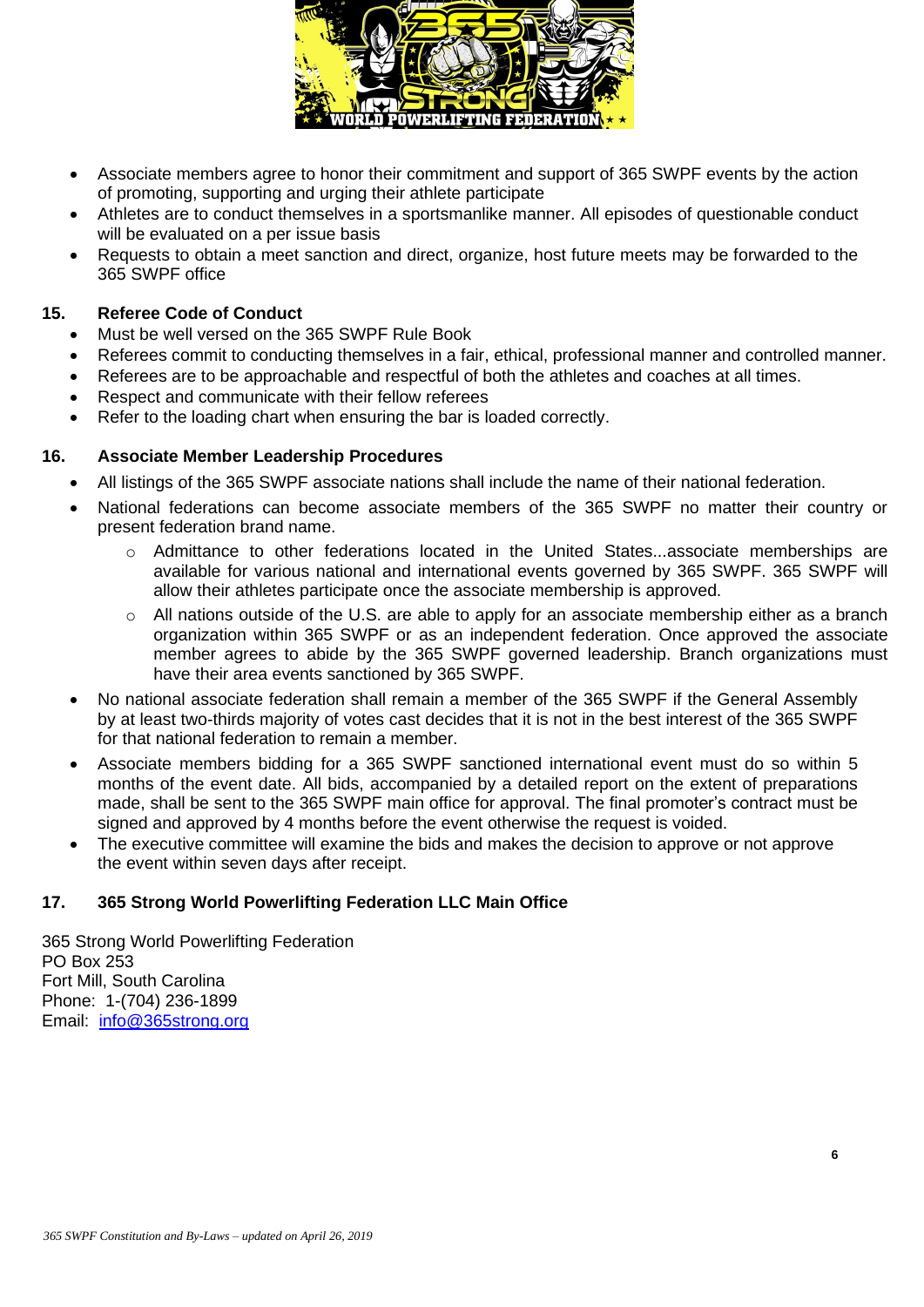- Associate members agree to honor their commitment and support of 365 SWPF events by the action of promoting, supporting and urging their athlete participate
- Athletes are to conduct themselves in a sportsmanlike manner. All episodes of questionable conduct will be evaluated on a per issue basis
- Requests to obtain a meet sanction and direct, organize, host future meets may be forwarded to the 365 SWPF office

## 15. Referee Code of Conduct

- Must be well versed on the 365 SWPF Rule Book
- Referees commit to conducting themselves in a fair, ethical, professional manner and controlled manner.
- Referees are to be approachable and respectful of both the athletes and coaches at all times.
- Respect and communicate with their fellow referees
- Refer to the loading chart when ensuring the bar is loaded correctly.

## 16. Associate Member Leadership Procedures

- All listings of the 365 SWPF associate nations shall include the name of their national federation.
- National federations can become associate members of the 365 SWPF no matter their country or present federation brand name.
  - Admittance to other federations located in the United States...associate memberships are available for various national and international events governed by 365 SWPF. 365 SWPF will allow their athletes participate once the associate membership is approved.
  - All nations outside of the U.S. are able to apply for an associate membership either as a branch organization within 365 SWPF or as an independent federation. Once approved the associate member agrees to abide by the 365 SWPF governed leadership. Branch organizations must have their area events sanctioned by 365 SWPF.
- No national associate federation shall remain a member of the 365 SWPF if the General Assembly by at least two-thirds majority of votes cast decides that it is not in the best interest of the 365 SWPF for that national federation to remain a member.
- Associate members bidding for a 365 SWPF sanctioned international event must do so within 5 months of the event date. All bids, accompanied by a detailed report on the extent of preparations made, shall be sent to the 365 SWPF main office for approval. The final promoter's contract must be signed and approved by 4 months before the event otherwise the request is voided.
- The executive committee will examine the bids and makes the decision to approve or not approve the event within seven days after receipt.

## 17. 365 Strong World Powerlifting Federation LLC Main Office

365 Strong World Powerlifting Federation
PO Box 253
Fort Mill, South Carolina
Phone: 1-(704) 236-1899
Email: [info@365strong.org](mailto:info@365strong.org)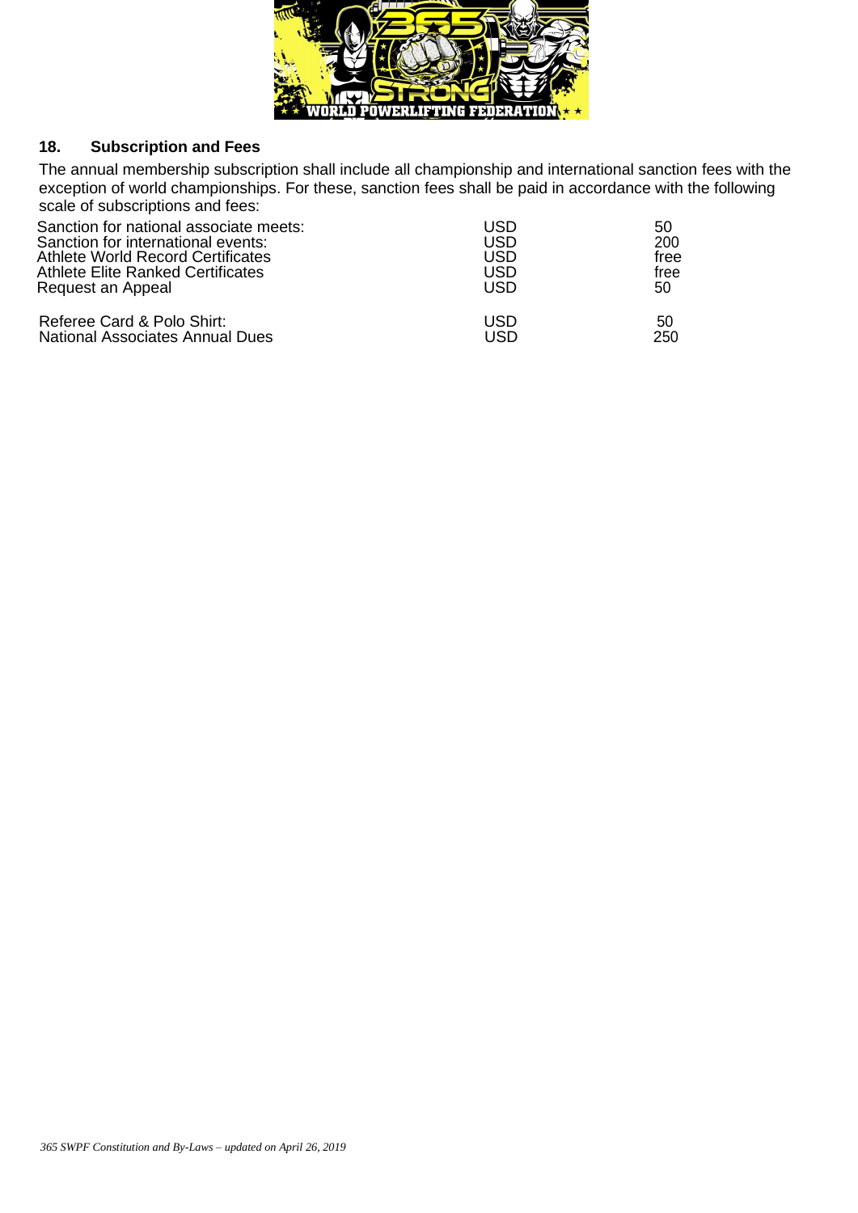## 18. Subscription and Fees

The annual membership subscription shall include all championship and international sanction fees with the exception of world championships. For these, sanction fees shall be paid in accordance with the following scale of subscriptions and fees:

| | | |
|---|---|---|
| Sanction for national associate meets: | USD | 50 |
| Sanction for international events: | USD | 200 |
| Athlete World Record Certificates | USD | free |
| Athlete Elite Ranked Certificates | USD | free |
| Request an Appeal | USD | 50 |
| Referee Card & Polo Shirt: | USD | 50 |
| National Associates Annual Dues | USD | 250 |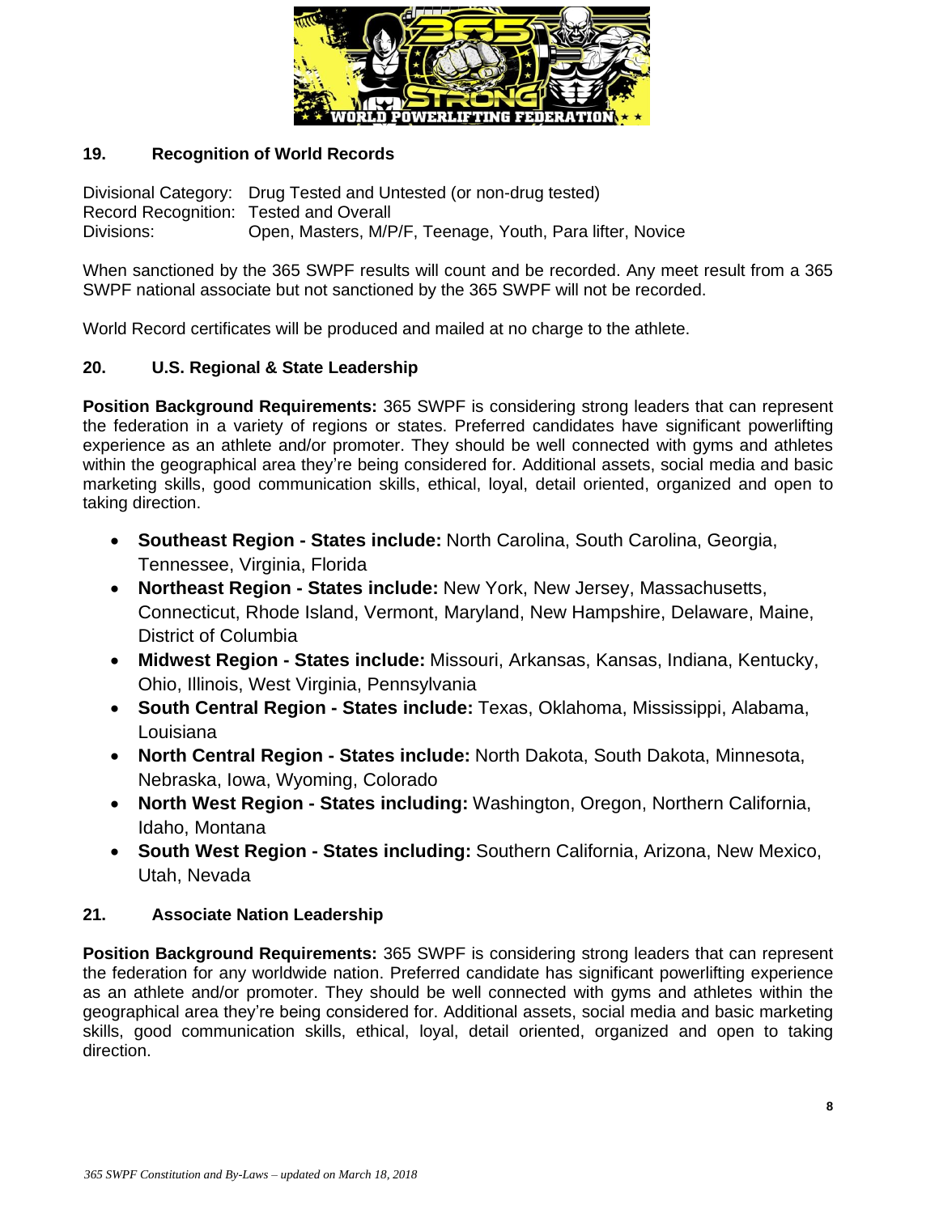## 19. Recognition of World Records

Divisional Category: Drug Tested and Untested (or non-drug tested)
Record Recognition: Tested and Overall
Divisions: Open, Masters, M/P/F, Teenage, Youth, Para lifter, Novice

When sanctioned by the 365 SWPF results will count and be recorded. Any meet result from a 365 SWPF national associate but not sanctioned by the 365 SWPF will not be recorded.

World Record certificates will be produced and mailed at no charge to the athlete.

## 20. U.S. Regional & State Leadership

**Position Background Requirements:** 365 SWPF is considering strong leaders that can represent the federation in a variety of regions or states. Preferred candidates have significant powerlifting experience as an athlete and/or promoter. They should be well connected with gyms and athletes within the geographical area they're being considered for. Additional assets, social media and basic marketing skills, good communication skills, ethical, loyal, detail oriented, organized and open to taking direction.

- **Southeast Region - States include:** North Carolina, South Carolina, Georgia, Tennessee, Virginia, Florida
- **Northeast Region - States include:** New York, New Jersey, Massachusetts, Connecticut, Rhode Island, Vermont, Maryland, New Hampshire, Delaware, Maine, District of Columbia
- **Midwest Region - States include:** Missouri, Arkansas, Kansas, Indiana, Kentucky, Ohio, Illinois, West Virginia, Pennsylvania
- **South Central Region - States include:** Texas, Oklahoma, Mississippi, Alabama, Louisiana
- **North Central Region - States include:** North Dakota, South Dakota, Minnesota, Nebraska, Iowa, Wyoming, Colorado
- **North West Region - States including:** Washington, Oregon, Northern California, Idaho, Montana
- **South West Region - States including:** Southern California, Arizona, New Mexico, Utah, Nevada

## 21. Associate Nation Leadership

**Position Background Requirements:** 365 SWPF is considering strong leaders that can represent the federation for any worldwide nation. Preferred candidate has significant powerlifting experience as an athlete and/or promoter. They should be well connected with gyms and athletes within the geographical area they're being considered for. Additional assets, social media and basic marketing skills, good communication skills, ethical, loyal, detail oriented, organized and open to taking direction.